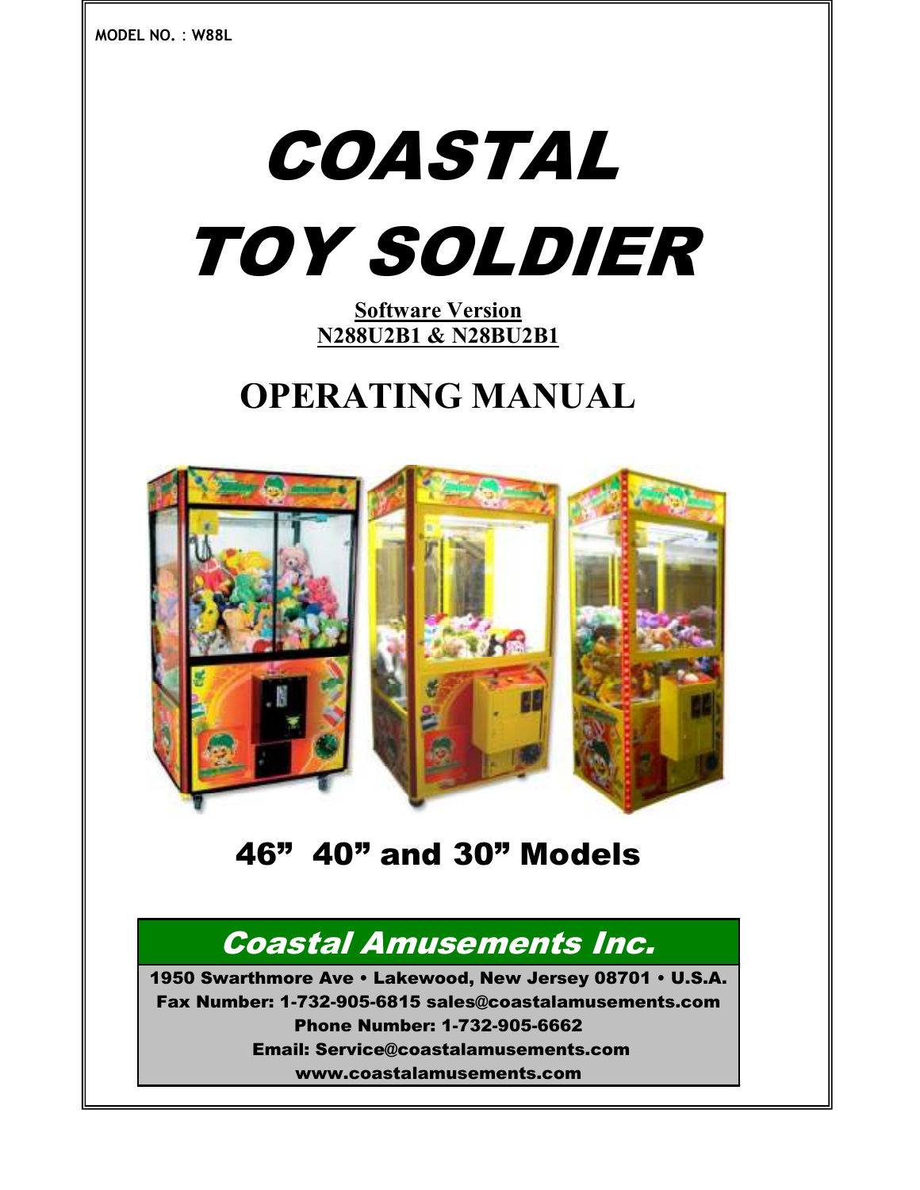MODEL NO. : W88L

# COASTAL TOY SOLDIER

**Software Version**
**N288U2B1 & N28BU2B1**

# OPERATING MANUAL

## 46” 40” and 30” Models

## *Coastal Amusements Inc.*

**1950 Swarthmore Ave • Lakewood, New Jersey 08701 • U.S.A.**
**Fax Number: 1-732-905-6815 sales@coastalamusements.com**
**Phone Number: 1-732-905-6662**
**Email: Service@coastalamusements.com**
**www.coastalamusements.com**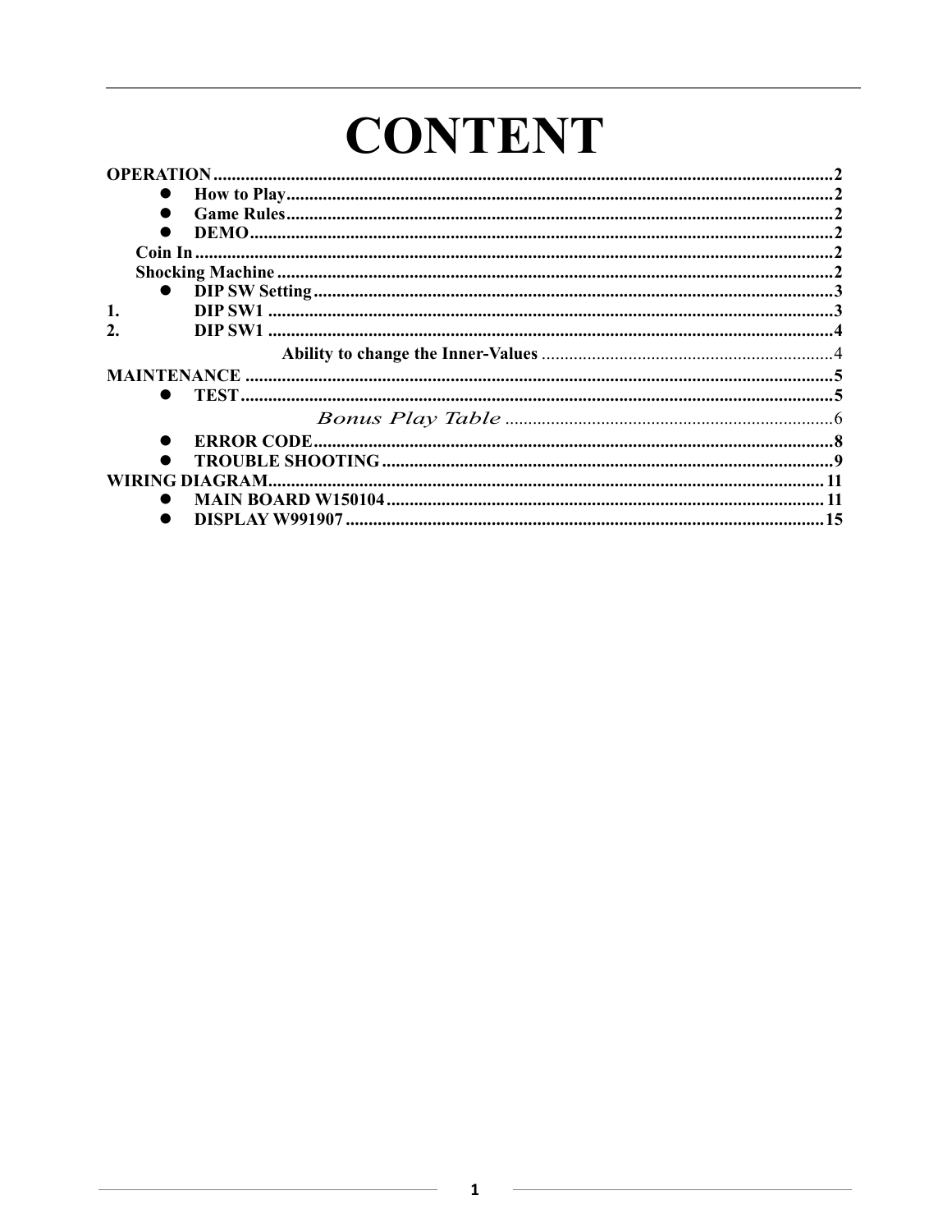# CONTENT

**OPERATION** ........................................................................ 2

- **How to Play** ........................................................................ 2
- **Game Rules** ........................................................................ 2
- **DEMO** ........................................................................ 2

**Coin In** ........................................................................ 2

**Shocking Machine** ........................................................................ 2

- **DIP SW Setting** ........................................................................ 3

1. **DIP SW1** ........................................................................ 3
2. **DIP SW1** ........................................................................ 4

**Ability to change the Inner-Values** ........................................................................ 4

**MAINTENANCE** ........................................................................ 5

- **TEST** ........................................................................ 5

*Bonus Play Table* ........................................................................ 6

- **ERROR CODE** ........................................................................ 8
- **TROUBLE SHOOTING** ........................................................................ 9

**WIRING DIAGRAM** ........................................................................ 11

- **MAIN BOARD W150104** ........................................................................ 11
- **DISPLAY W991907** ........................................................................ 15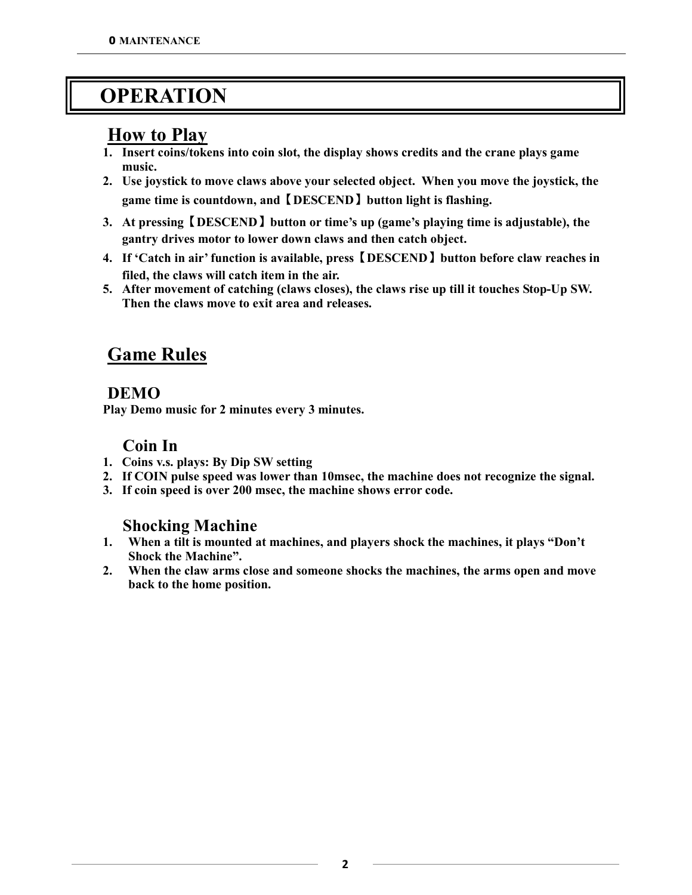# OPERATION

## How to Play

1. **Insert coins/tokens into coin slot, the display shows credits and the crane plays game music.**
2. **Use joystick to move claws above your selected object. When you move the joystick, the game time is countdown, and【DESCEND】button light is flashing.**
3. **At pressing【DESCEND】button or time's up (game's playing time is adjustable), the gantry drives motor to lower down claws and then catch object.**
4. **If 'Catch in air' function is available, press【DESCEND】button before claw reaches in filed, the claws will catch item in the air.**
5. **After movement of catching (claws closes), the claws rise up till it touches Stop-Up SW. Then the claws move to exit area and releases.**

## Game Rules

### DEMO

**Play Demo music for 2 minutes every 3 minutes.**

### Coin In

1. **Coins v.s. plays: By Dip SW setting**
2. **If COIN pulse speed was lower than 10msec, the machine does not recognize the signal.**
3. **If coin speed is over 200 msec, the machine shows error code.**

### Shocking Machine

1. **When a tilt is mounted at machines, and players shock the machines, it plays "Don't Shock the Machine".**
2. **When the claw arms close and someone shocks the machines, the arms open and move back to the home position.**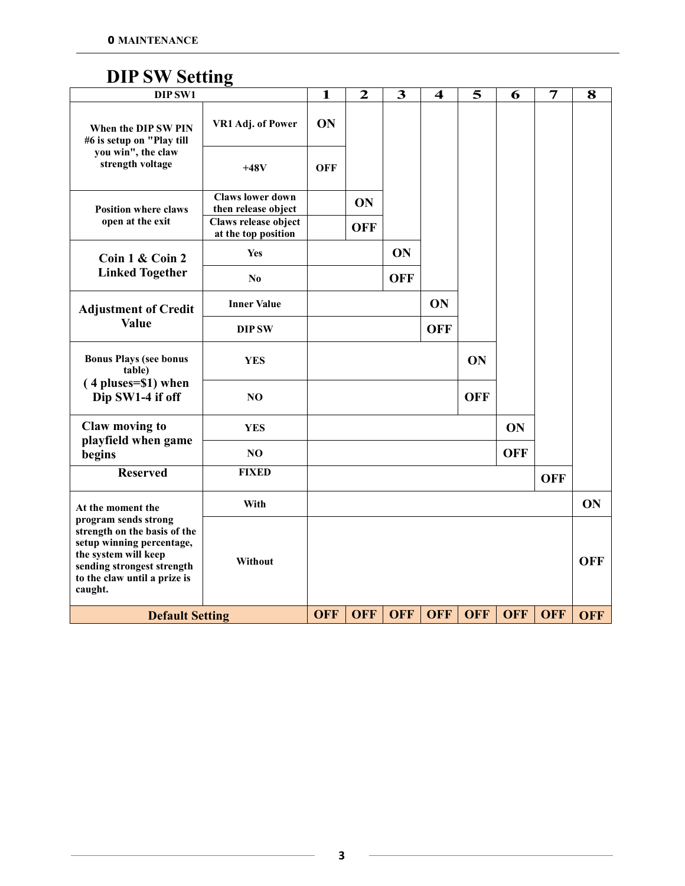# DIP SW Setting

| DIP SW1 | | 1 | 2 | 3 | 4 | 5 | 6 | 7 | 8 |
|---|---|---|---|---|---|---|---|---|---|
| When the DIP SW PIN #6 is setup on "Play till you win", the claw strength voltage | VR1 Adj. of Power | ON | | | | | | | |
| | +48V | OFF | | | | | | | |
| Position where claws open at the exit | Claws lower down then release object | | ON | | | | | | |
| | Claws release object at the top position | | OFF | | | | | | |
| Coin 1 & Coin 2 Linked Together | Yes | | | ON | | | | | |
| | No | | | OFF | | | | | |
| Adjustment of Credit Value | Inner Value | | | | ON | | | | |
| | DIP SW | | | | OFF | | | | |
| Bonus Plays (see bonus table) ( 4 pluses=$1) when Dip SW1-4 if off | YES | | | | | ON | | | |
| | NO | | | | | OFF | | | |
| Claw moving to playfield when game begins | YES | | | | | | ON | | |
| | NO | | | | | | OFF | | |
| Reserved | FIXED | | | | | | | OFF | |
| At the moment the program sends strong strength on the basis of the setup winning percentage, the system will keep sending strongest strength to the claw until a prize is caught. | With | | | | | | | | ON |
| | Without | | | | | | | | OFF |
| **Default Setting** | | OFF | OFF | OFF | OFF | OFF | OFF | OFF | OFF |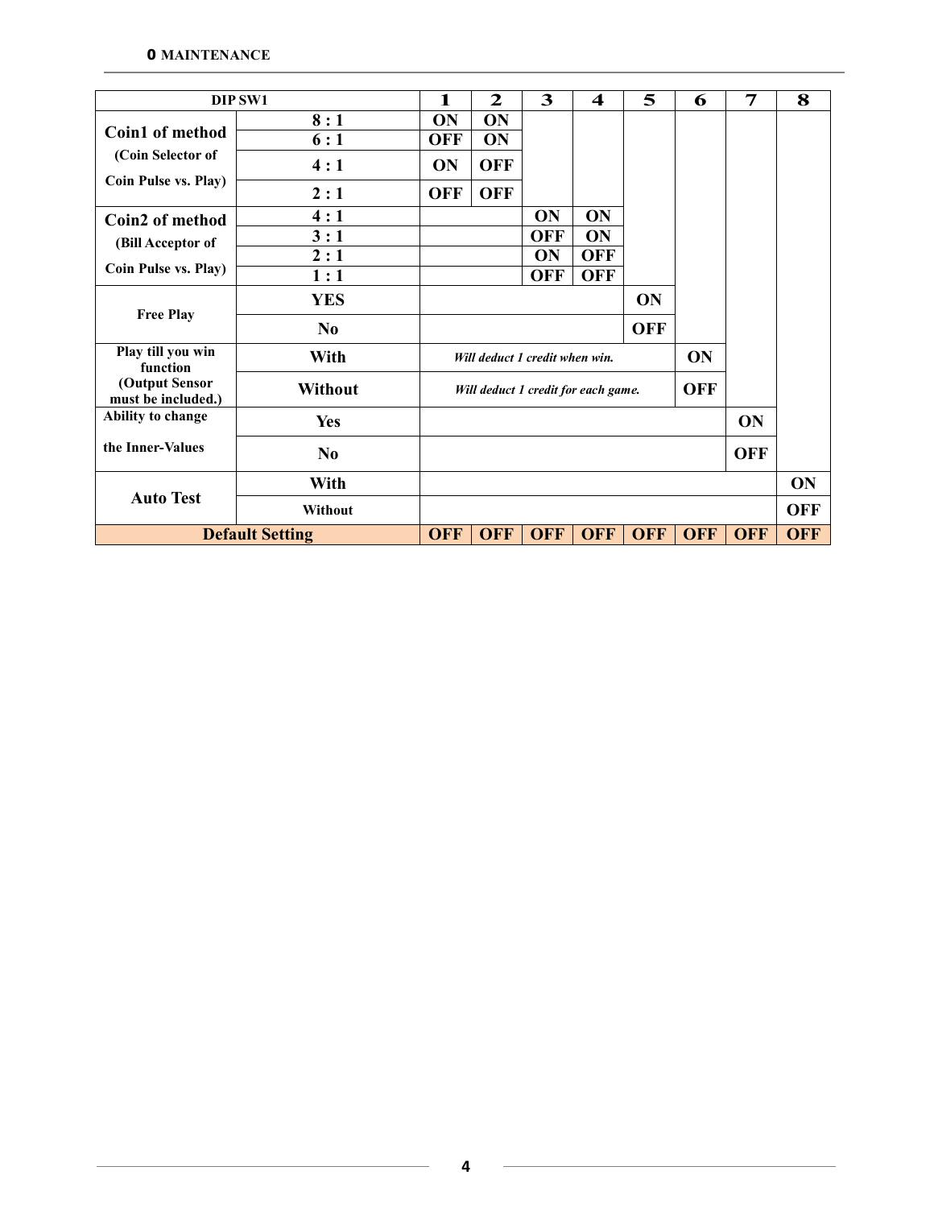| DIP SW1 | | 1 | 2 | 3 | 4 | 5 | 6 | 7 | 8 |
|---|---|---|---|---|---|---|---|---|---|
| Coin1 of method (Coin Selector of Coin Pulse vs. Play) | 8 : 1 | ON | ON | | | | | | |
| | 6 : 1 | OFF | ON | | | | | | |
| | 4 : 1 | ON | OFF | | | | | | |
| | 2 : 1 | OFF | OFF | | | | | | |
| Coin2 of method (Bill Acceptor of Coin Pulse vs. Play) | 4 : 1 | | | ON | ON | | | | |
| | 3 : 1 | | | OFF | ON | | | | |
| | 2 : 1 | | | ON | OFF | | | | |
| | 1 : 1 | | | OFF | OFF | | | | |
| Free Play | YES | | | | | ON | | | |
| | No | | | | | OFF | | | |
| Play till you win function (Output Sensor must be included.) | With | *Will deduct 1 credit when win.* | | | | | ON | | |
| | Without | *Will deduct 1 credit for each game.* | | | | | OFF | | |
| Ability to change the Inner-Values | Yes | | | | | | | ON | |
| | No | | | | | | | OFF | |
| Auto Test | With | | | | | | | | ON |
| | Without | | | | | | | | OFF |
| **Default Setting** | | OFF | OFF | OFF | OFF | OFF | OFF | OFF | OFF |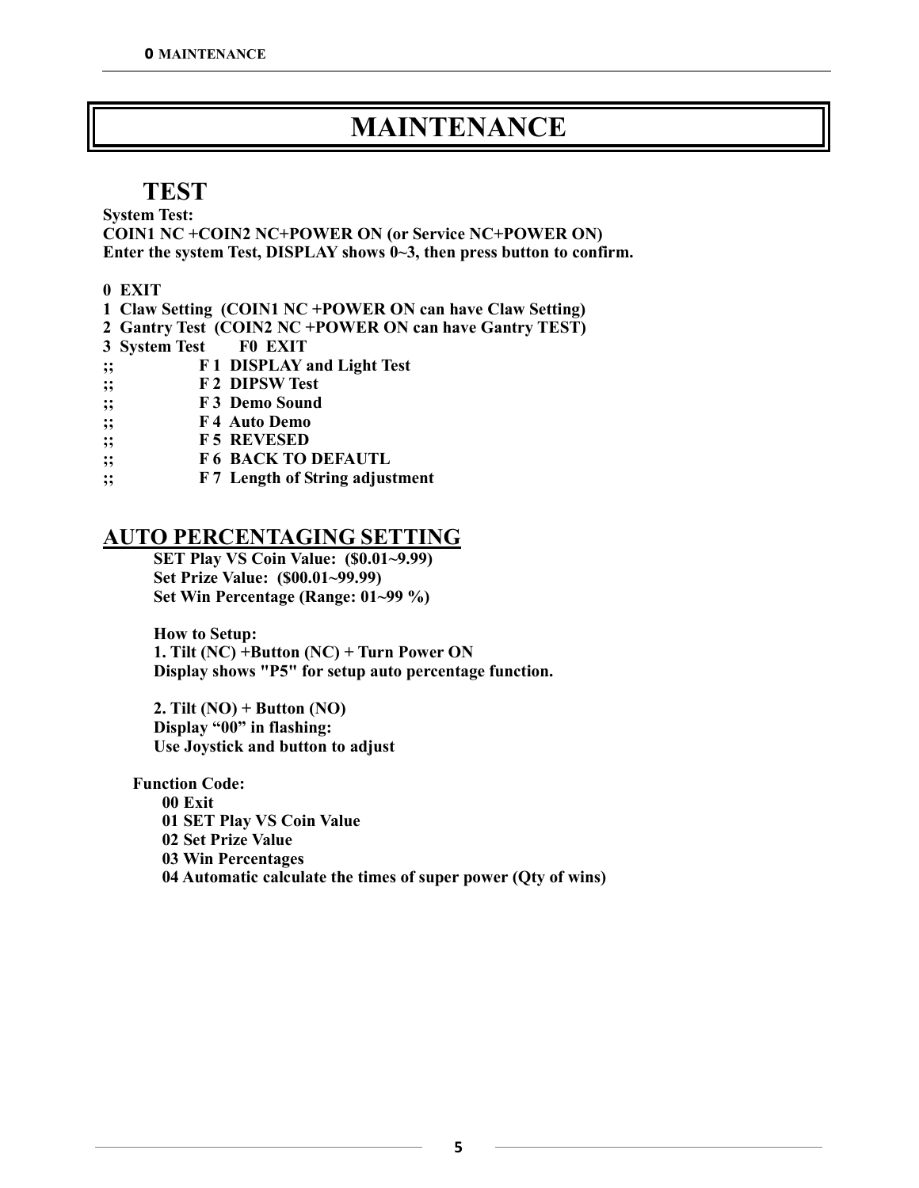# MAINTENANCE

## TEST

**System Test:**
**COIN1 NC +COIN2 NC+POWER ON (or Service NC+POWER ON)**
**Enter the system Test, DISPLAY shows 0~3, then press button to confirm.**

**0 EXIT**
**1 Claw Setting (COIN1 NC +POWER ON can have Claw Setting)**
**2 Gantry Test (COIN2 NC +POWER ON can have Gantry TEST)**
**3 System Test F0 EXIT**
**;; F 1 DISPLAY and Light Test**
**;; F 2 DIPSW Test**
**;; F 3 Demo Sound**
**;; F 4 Auto Demo**
**;; F 5 REVESED**
**;; F 6 BACK TO DEFAUTL**
**;; F 7 Length of String adjustment**

## AUTO PERCENTAGING SETTING

**SET Play VS Coin Value: ($0.01~9.99)**
**Set Prize Value: ($00.01~99.99)**
**Set Win Percentage (Range: 01~99 %)**

**How to Setup:**
**1. Tilt (NC) +Button (NC) + Turn Power ON**
**Display shows "P5" for setup auto percentage function.**

**2. Tilt (NO) + Button (NO)**
**Display "00" in flashing:**
**Use Joystick and button to adjust**

**Function Code:**
**00 Exit**
**01 SET Play VS Coin Value**
**02 Set Prize Value**
**03 Win Percentages**
**04 Automatic calculate the times of super power (Qty of wins)**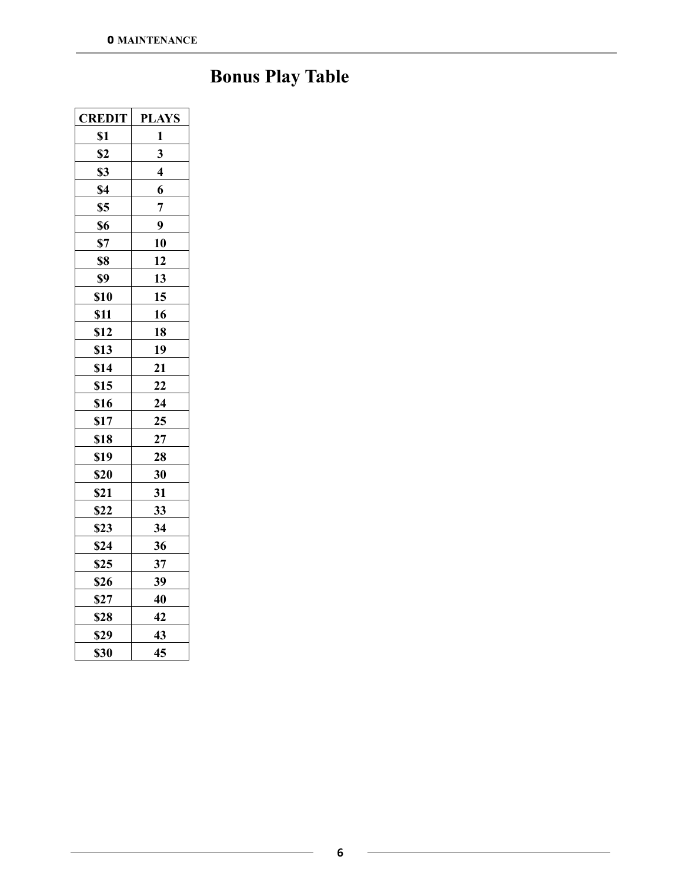# Bonus Play Table

| CREDIT | PLAYS |
|---|---|
| $1 | 1 |
| $2 | 3 |
| $3 | 4 |
| $4 | 6 |
| $5 | 7 |
| $6 | 9 |
| $7 | 10 |
| $8 | 12 |
| $9 | 13 |
| $10 | 15 |
| $11 | 16 |
| $12 | 18 |
| $13 | 19 |
| $14 | 21 |
| $15 | 22 |
| $16 | 24 |
| $17 | 25 |
| $18 | 27 |
| $19 | 28 |
| $20 | 30 |
| $21 | 31 |
| $22 | 33 |
| $23 | 34 |
| $24 | 36 |
| $25 | 37 |
| $26 | 39 |
| $27 | 40 |
| $28 | 42 |
| $29 | 43 |
| $30 | 45 |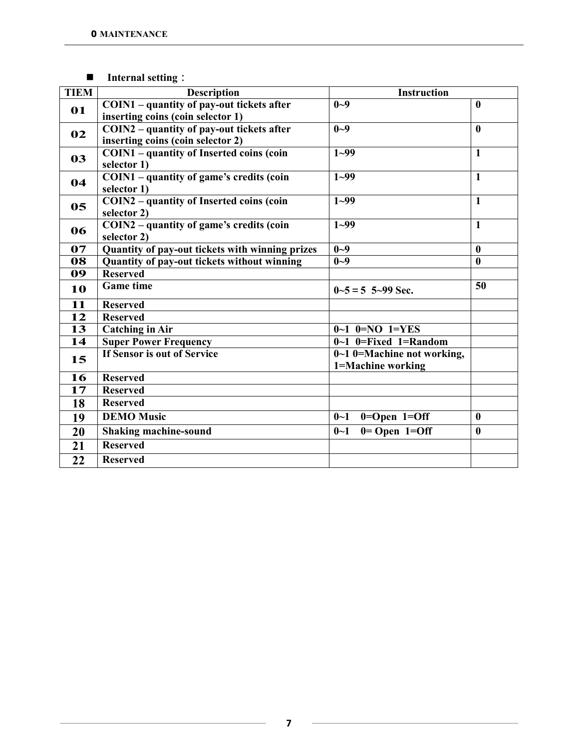- **Internal setting**：

| TIEM | Description | Instruction | |
|---|---|---|---|
| 01 | COIN1 – quantity of pay-out tickets after inserting coins (coin selector 1) | 0~9 | 0 |
| 02 | COIN2 – quantity of pay-out tickets after inserting coins (coin selector 2) | 0~9 | 0 |
| 03 | COIN1 – quantity of Inserted coins (coin selector 1) | 1~99 | 1 |
| 04 | COIN1 – quantity of game's credits (coin selector 1) | 1~99 | 1 |
| 05 | COIN2 – quantity of Inserted coins (coin selector 2) | 1~99 | 1 |
| 06 | COIN2 – quantity of game's credits (coin selector 2) | 1~99 | 1 |
| 07 | Quantity of pay-out tickets with winning prizes | 0~9 | 0 |
| 08 | Quantity of pay-out tickets without winning | 0~9 | 0 |
| 09 | Reserved | | |
| 10 | Game time | 0~5 = 5 5~99 Sec. | 50 |
| 11 | Reserved | | |
| 12 | Reserved | | |
| 13 | Catching in Air | 0~1 0=NO 1=YES | |
| 14 | Super Power Frequency | 0~1 0=Fixed 1=Random | |
| 15 | If Sensor is out of Service | 0~1 0=Machine not working, 1=Machine working | |
| 16 | Reserved | | |
| 17 | Reserved | | |
| 18 | Reserved | | |
| 19 | DEMO Music | 0~1 0=Open 1=Off | 0 |
| 20 | Shaking machine-sound | 0~1 0= Open 1=Off | 0 |
| 21 | Reserved | | |
| 22 | Reserved | | |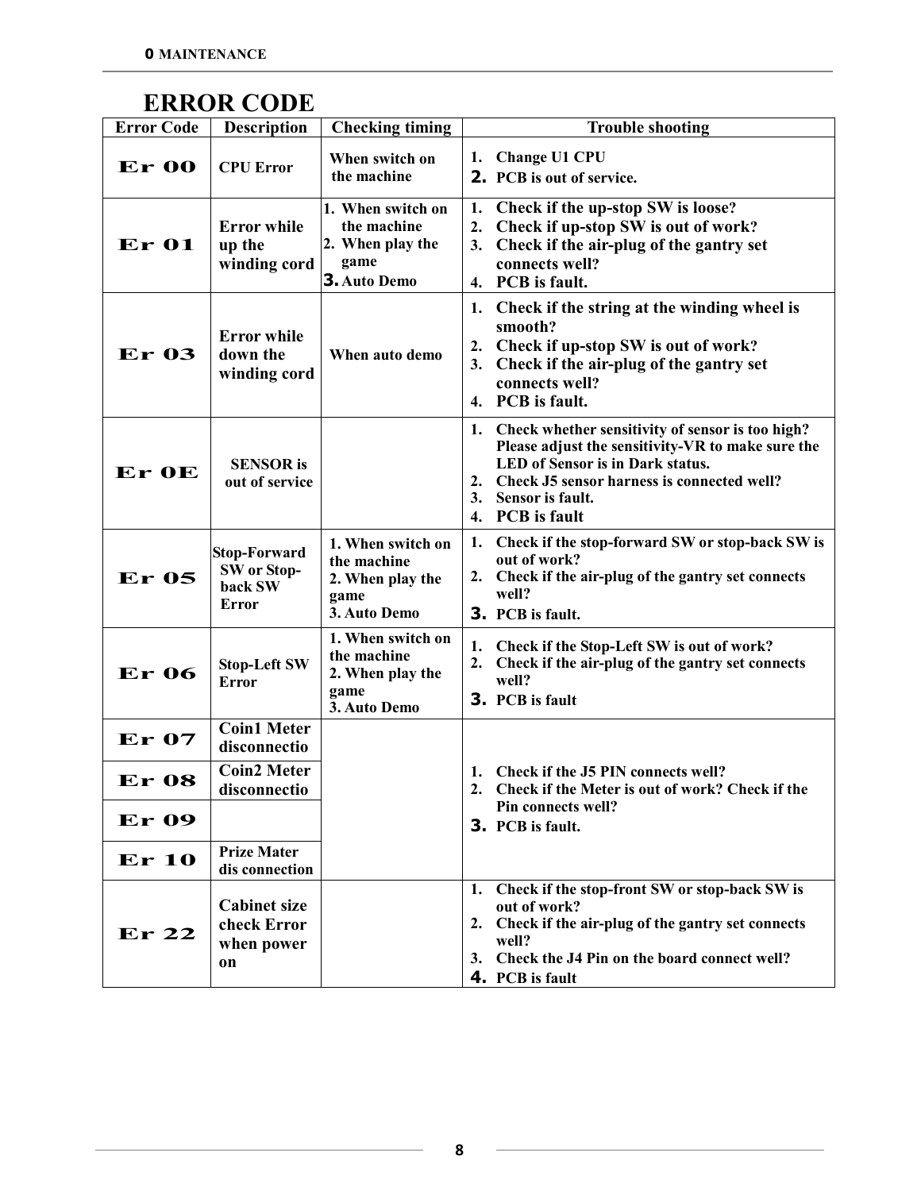# ERROR CODE

| Error Code | Description | Checking timing | Trouble shooting |
|---|---|---|---|
| Er 00 | CPU Error | When switch on the machine | 1. Change U1 CPU<br>2. PCB is out of service. |
| Er 01 | Error while up the winding cord | 1. When switch on the machine<br>2. When play the game<br>3. Auto Demo | 1. Check if the up-stop SW is loose?<br>2. Check if up-stop SW is out of work?<br>3. Check if the air-plug of the gantry set connects well?<br>4. PCB is fault. |
| Er 03 | Error while down the winding cord | When auto demo | 1. Check if the string at the winding wheel is smooth?<br>2. Check if up-stop SW is out of work?<br>3. Check if the air-plug of the gantry set connects well?<br>4. PCB is fault. |
| Er 0E | SENSOR is out of service | | 1. Check whether sensitivity of sensor is too high? Please adjust the sensitivity-VR to make sure the LED of Sensor is in Dark status.<br>2. Check J5 sensor harness is connected well?<br>3. Sensor is fault.<br>4. PCB is fault |
| Er 05 | Stop-Forward SW or Stop-back SW Error | 1. When switch on the machine<br>2. When play the game<br>3. Auto Demo | 1. Check if the stop-forward SW or stop-back SW is out of work?<br>2. Check if the air-plug of the gantry set connects well?<br>3. PCB is fault. |
| Er 06 | Stop-Left SW Error | 1. When switch on the machine<br>2. When play the game<br>3. Auto Demo | 1. Check if the Stop-Left SW is out of work?<br>2. Check if the air-plug of the gantry set connects well?<br>3. PCB is fault |
| Er 07 | Coin1 Meter disconnectio | | 1. Check if the J5 PIN connects well?<br>2. Check if the Meter is out of work? Check if the Pin connects well?<br>3. PCB is fault. |
| Er 08 | Coin2 Meter disconnectio | | |
| Er 09 | | | |
| Er 10 | Prize Mater dis connection | | |
| Er 22 | Cabinet size check Error when power on | | 1. Check if the stop-front SW or stop-back SW is out of work?<br>2. Check if the air-plug of the gantry set connects well?<br>3. Check the J4 Pin on the board connect well?<br>4. PCB is fault |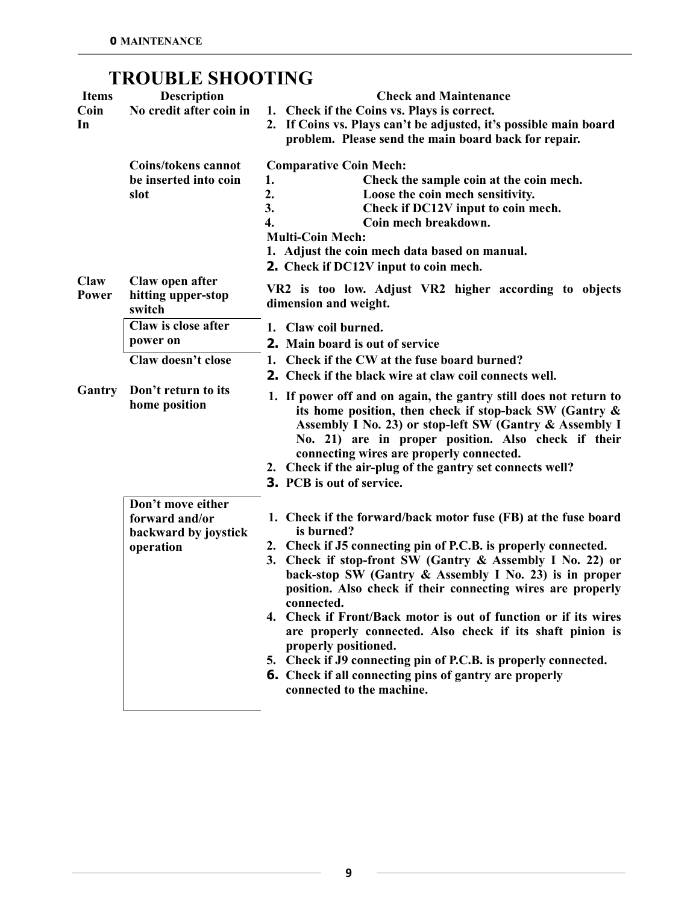## TROUBLE SHOOTING

| Items | Description | Check and Maintenance |
| --- | --- | --- |
| Coin In | No credit after coin in | 1. Check if the Coins vs. Plays is correct.<br>2. If Coins vs. Plays can't be adjusted, it's possible main board problem. Please send the main board back for repair. |
| | Coins/tokens cannot be inserted into coin slot | **Comparative Coin Mech:**<br>1. Check the sample coin at the coin mech.<br>2. Loose the coin mech sensitivity.<br>3. Check if DC12V input to coin mech.<br>4. Coin mech breakdown.<br>**Multi-Coin Mech:**<br>1. Adjust the coin mech data based on manual.<br>2. Check if DC12V input to coin mech. |
| Claw Power | Claw open after hitting upper-stop switch | VR2 is too low. Adjust VR2 higher according to objects dimension and weight. |
| | Claw is close after power on | 1. Claw coil burned.<br>2. Main board is out of service |
| | Claw doesn't close | 1. Check if the CW at the fuse board burned?<br>2. Check if the black wire at claw coil connects well. |
| Gantry | Don't return to its home position | 1. If power off and on again, the gantry still does not return to its home position, then check if stop-back SW (Gantry & Assembly I No. 23) or stop-left SW (Gantry & Assembly I No. 21) are in proper position. Also check if their connecting wires are properly connected.<br>2. Check if the air-plug of the gantry set connects well?<br>3. PCB is out of service. |
| | Don't move either forward and/or backward by joystick operation | 1. Check if the forward/back motor fuse (FB) at the fuse board is burned?<br>2. Check if J5 connecting pin of P.C.B. is properly connected.<br>3. Check if stop-front SW (Gantry & Assembly I No. 22) or back-stop SW (Gantry & Assembly I No. 23) is in proper position. Also check if their connecting wires are properly connected.<br>4. Check if Front/Back motor is out of function or if its wires are properly connected. Also check if its shaft pinion is properly positioned.<br>5. Check if J9 connecting pin of P.C.B. is properly connected.<br>6. Check if all connecting pins of gantry are properly connected to the machine. |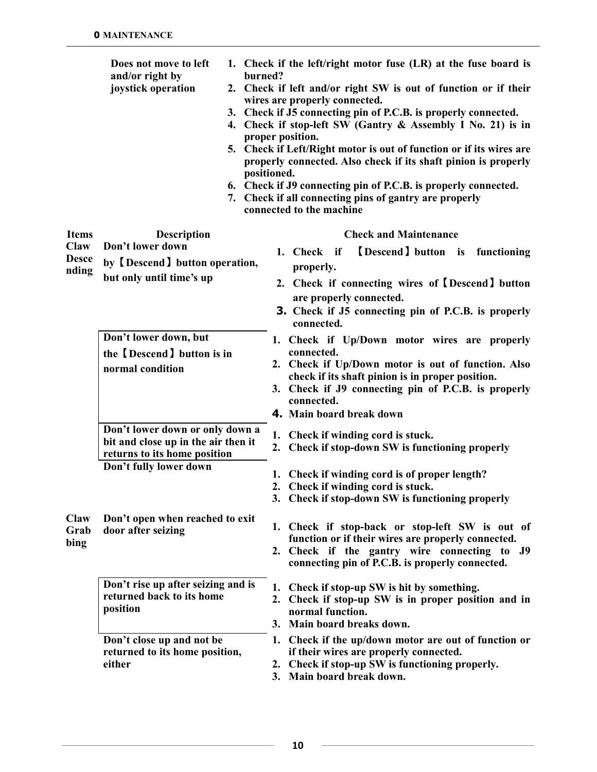| Items | Description | Check and Maintenance |
|---|---|---|
| | Does not move to left and/or right by joystick operation | 1. Check if the left/right motor fuse (LR) at the fuse board is burned?<br>2. Check if left and/or right SW is out of function or if their wires are properly connected.<br>3. Check if J5 connecting pin of P.C.B. is properly connected.<br>4. Check if stop-left SW (Gantry & Assembly I No. 21) is in proper position.<br>5. Check if Left/Right motor is out of function or if its wires are properly connected. Also check if its shaft pinion is properly positioned.<br>6. Check if J9 connecting pin of P.C.B. is properly connected.<br>7. Check if all connecting pins of gantry are properly connected to the machine |
| Claw Descending | Don't lower down by【Descend】button operation, but only until time's up | 1. Check if 【Descend】button is functioning properly.<br>2. Check if connecting wires of【Descend】button are properly connected.<br>3. Check if J5 connecting pin of P.C.B. is properly connected. |
| | Don't lower down, but the【Descend】button is in normal condition | 1. Check if Up/Down motor wires are properly connected.<br>2. Check if Up/Down motor is out of function. Also check if its shaft pinion is in proper position.<br>3. Check if J9 connecting pin of P.C.B. is properly connected.<br>4. Main board break down |
| | Don't lower down or only down a bit and close up in the air then it returns to its home position | 1. Check if winding cord is stuck.<br>2. Check if stop-down SW is functioning properly |
| | Don't fully lower down | 1. Check if winding cord is of proper length?<br>2. Check if winding cord is stuck.<br>3. Check if stop-down SW is functioning properly |
| Claw Grabbing | Don't open when reached to exit door after seizing | 1. Check if stop-back or stop-left SW is out of function or if their wires are properly connected.<br>2. Check if the gantry wire connecting to J9 connecting pin of P.C.B. is properly connected. |
| | Don't rise up after seizing and is returned back to its home position | 1. Check if stop-up SW is hit by something.<br>2. Check if stop-up SW is in proper position and in normal function.<br>3. Main board breaks down. |
| | Don't close up and not be returned to its home position, either | 1. Check if the up/down motor are out of function or if their wires are properly connected.<br>2. Check if stop-up SW is functioning properly.<br>3. Main board break down. |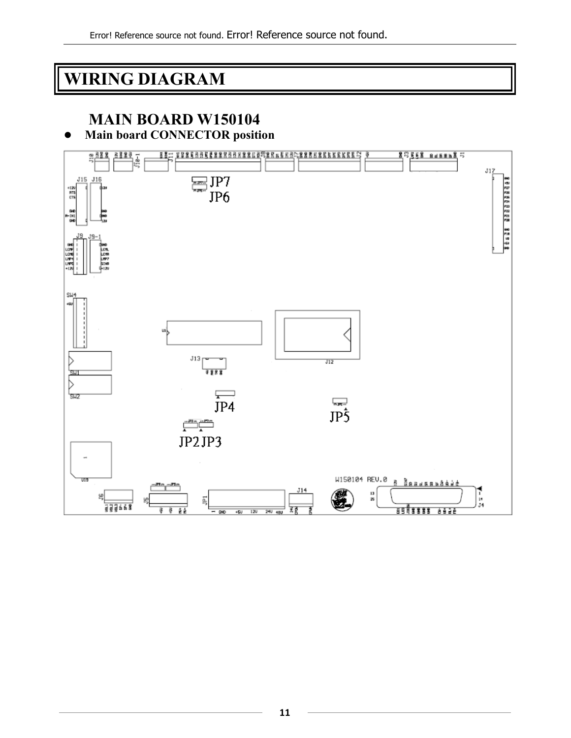# WIRING DIAGRAM

## MAIN BOARD W150104

- **Main board CONNECTOR position**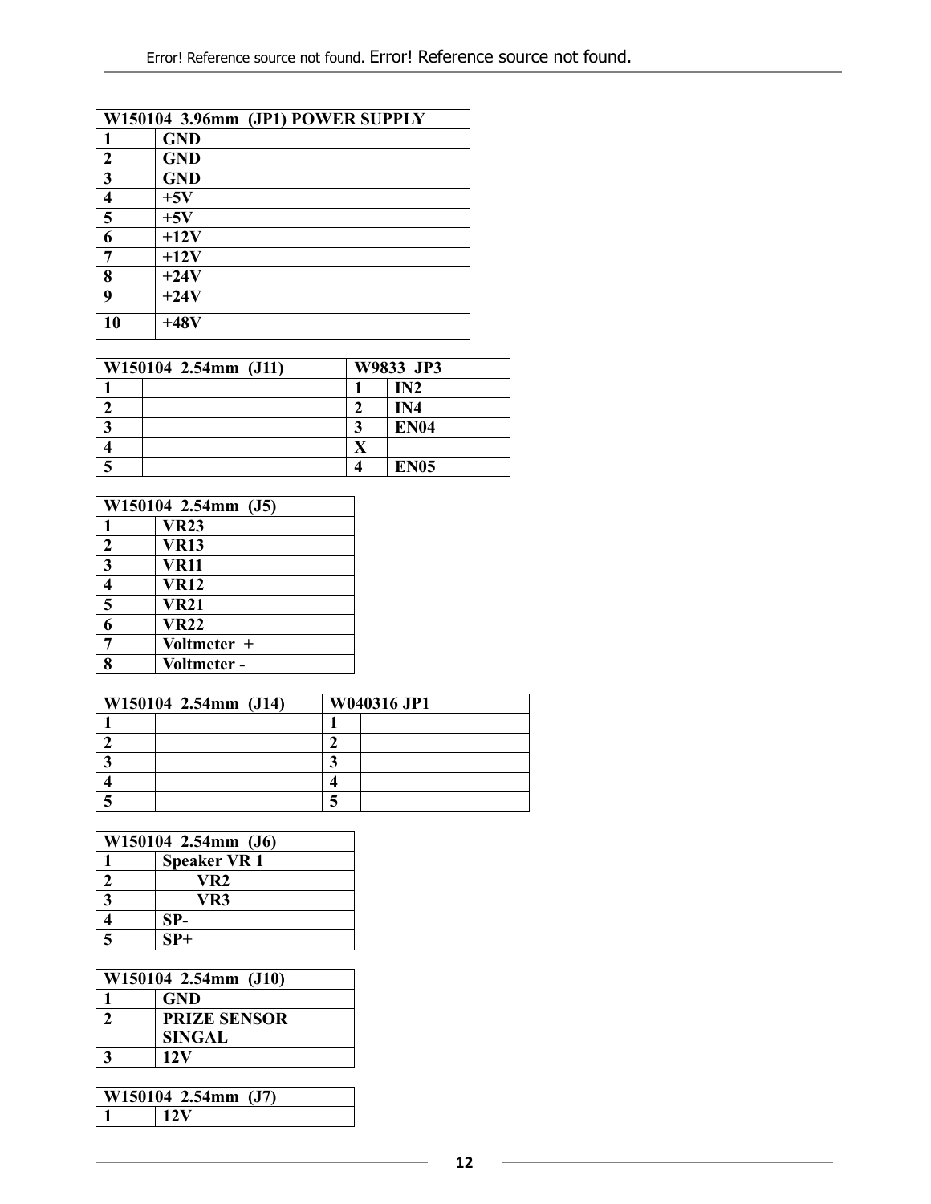| W150104 3.96mm (JP1) POWER SUPPLY | |
|---|---|
| 1 | GND |
| 2 | GND |
| 3 | GND |
| 4 | +5V |
| 5 | +5V |
| 6 | +12V |
| 7 | +12V |
| 8 | +24V |
| 9 | +24V |
| 10 | +48V |

| W150104 2.54mm (J11) | | W9833 JP3 | |
|---|---|---|---|
| 1 | | 1 | IN2 |
| 2 | | 2 | IN4 |
| 3 | | 3 | EN04 |
| 4 | | X | |
| 5 | | 4 | EN05 |

| W150104 2.54mm (J5) | |
|---|---|
| 1 | VR23 |
| 2 | VR13 |
| 3 | VR11 |
| 4 | VR12 |
| 5 | VR21 |
| 6 | VR22 |
| 7 | Voltmeter + |
| 8 | Voltmeter - |

| W150104 2.54mm (J14) | | W040316 JP1 | |
|---|---|---|---|
| 1 | | 1 | |
| 2 | | 2 | |
| 3 | | 3 | |
| 4 | | 4 | |
| 5 | | 5 | |

| W150104 2.54mm (J6) | |
|---|---|
| 1 | Speaker VR 1 |
| 2 | VR2 |
| 3 | VR3 |
| 4 | SP- |
| 5 | SP+ |

| W150104 2.54mm (J10) | |
|---|---|
| 1 | GND |
| 2 | PRIZE SENSOR SINGAL |
| 3 | 12V |

| W150104 2.54mm (J7) | |
|---|---|
| 1 | 12V |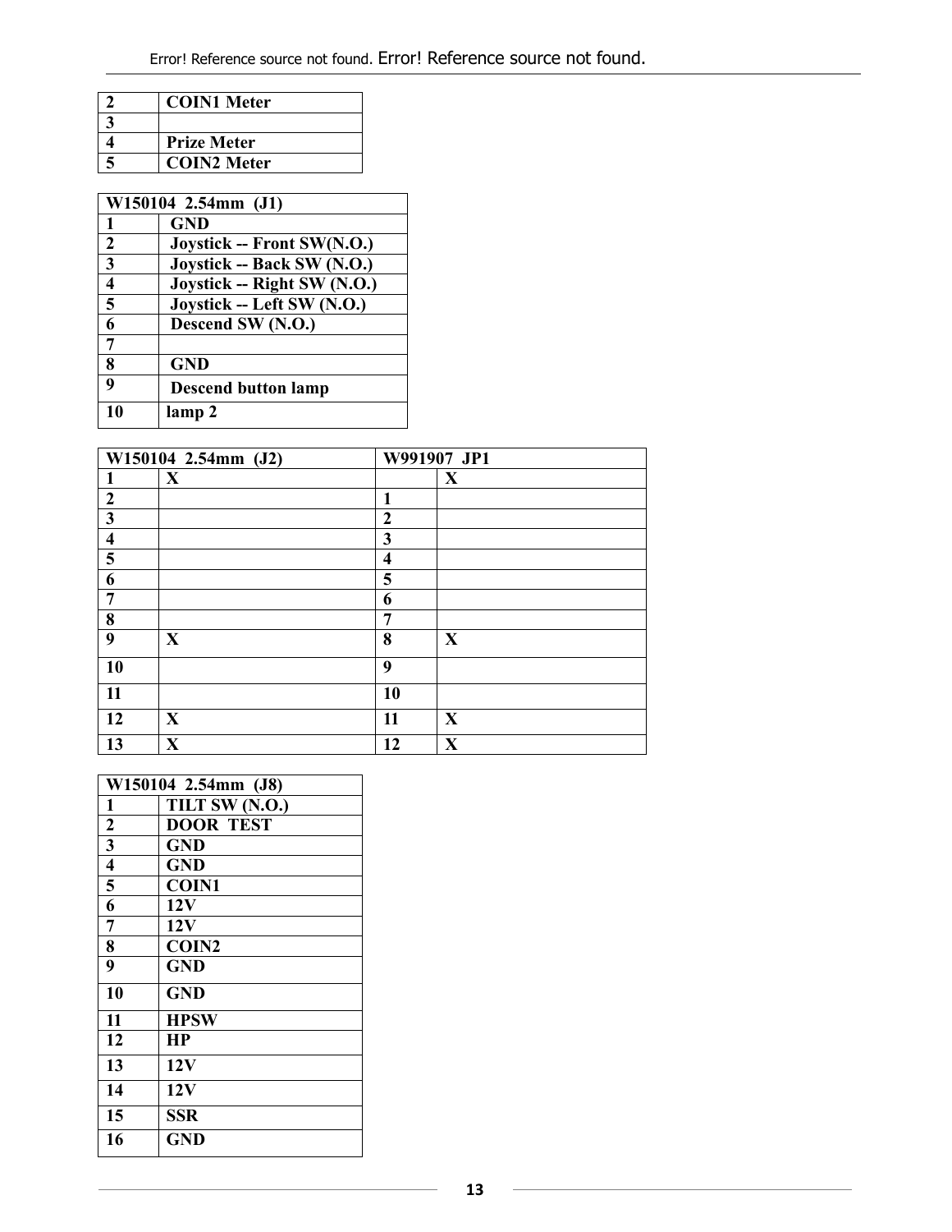| 2 | COIN1 Meter |
|---|---|
| 3 | |
| 4 | Prize Meter |
| 5 | COIN2 Meter |

| W150104 2.54mm (J1) | |
|---|---|
| 1 | GND |
| 2 | Joystick -- Front SW(N.O.) |
| 3 | Joystick -- Back SW (N.O.) |
| 4 | Joystick -- Right SW (N.O.) |
| 5 | Joystick -- Left SW (N.O.) |
| 6 | Descend SW (N.O.) |
| 7 | |
| 8 | GND |
| 9 | Descend button lamp |
| 10 | lamp 2 |

| W150104 2.54mm (J2) | | W991907 JP1 | |
|---|---|---|---|
| 1 | X | | X |
| 2 | | 1 | |
| 3 | | 2 | |
| 4 | | 3 | |
| 5 | | 4 | |
| 6 | | 5 | |
| 7 | | 6 | |
| 8 | | 7 | |
| 9 | X | 8 | X |
| 10 | | 9 | |
| 11 | | 10 | |
| 12 | X | 11 | X |
| 13 | X | 12 | X |

| W150104 2.54mm (J8) | |
|---|---|
| 1 | TILT SW (N.O.) |
| 2 | DOOR TEST |
| 3 | GND |
| 4 | GND |
| 5 | COIN1 |
| 6 | 12V |
| 7 | 12V |
| 8 | COIN2 |
| 9 | GND |
| 10 | GND |
| 11 | HPSW |
| 12 | HP |
| 13 | 12V |
| 14 | 12V |
| 15 | SSR |
| 16 | GND |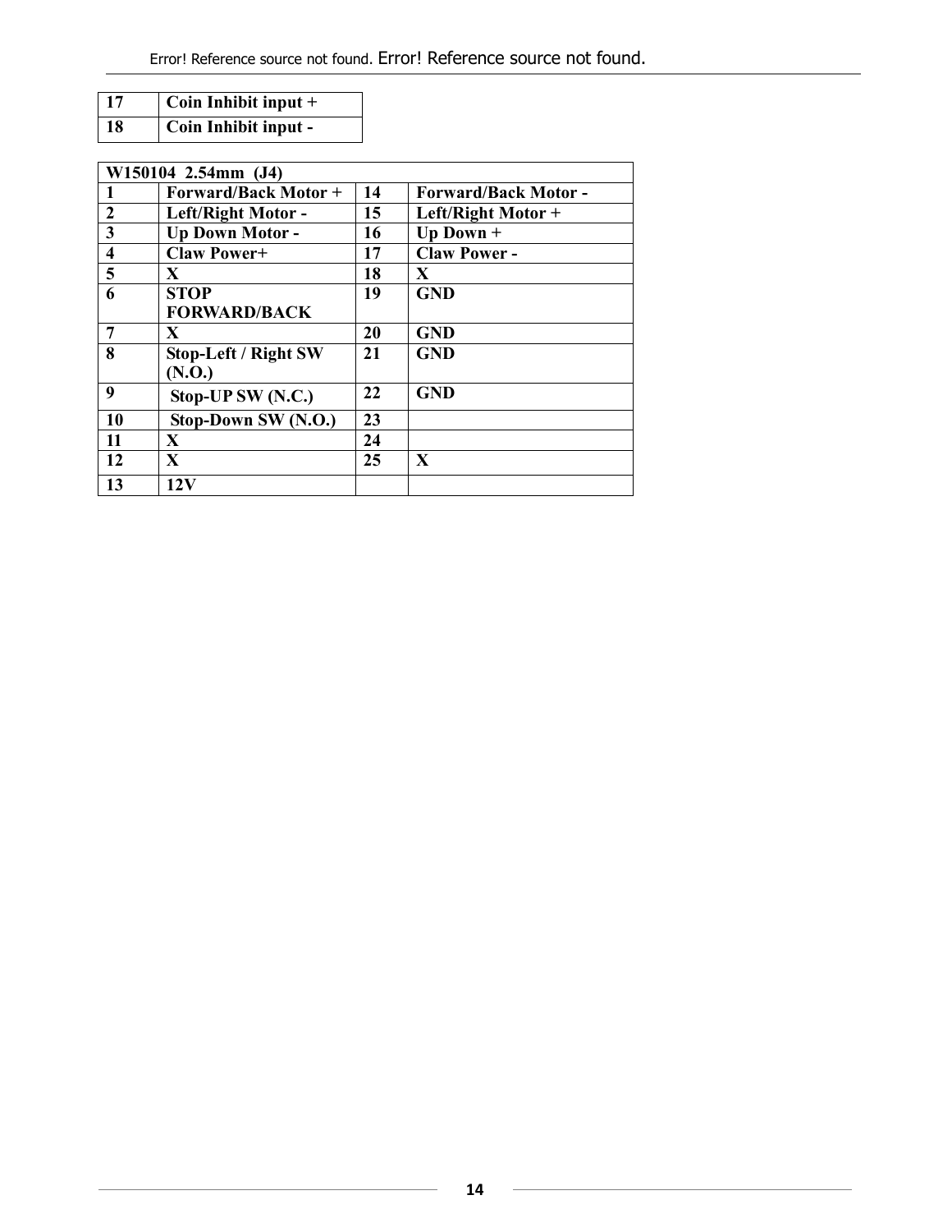| 17 | Coin Inhibit input + |
|---|---|
| 18 | Coin Inhibit input - |

| W150104 2.54mm (J4) | | | |
|---|---|---|---|
| 1 | Forward/Back Motor + | 14 | Forward/Back Motor - |
| 2 | Left/Right Motor - | 15 | Left/Right Motor + |
| 3 | Up Down Motor - | 16 | Up Down + |
| 4 | Claw Power+ | 17 | Claw Power - |
| 5 | X | 18 | X |
| 6 | STOP FORWARD/BACK | 19 | GND |
| 7 | X | 20 | GND |
| 8 | Stop-Left / Right SW (N.O.) | 21 | GND |
| 9 | Stop-UP SW (N.C.) | 22 | GND |
| 10 | Stop-Down SW (N.O.) | 23 | |
| 11 | X | 24 | |
| 12 | X | 25 | X |
| 13 | 12V | | |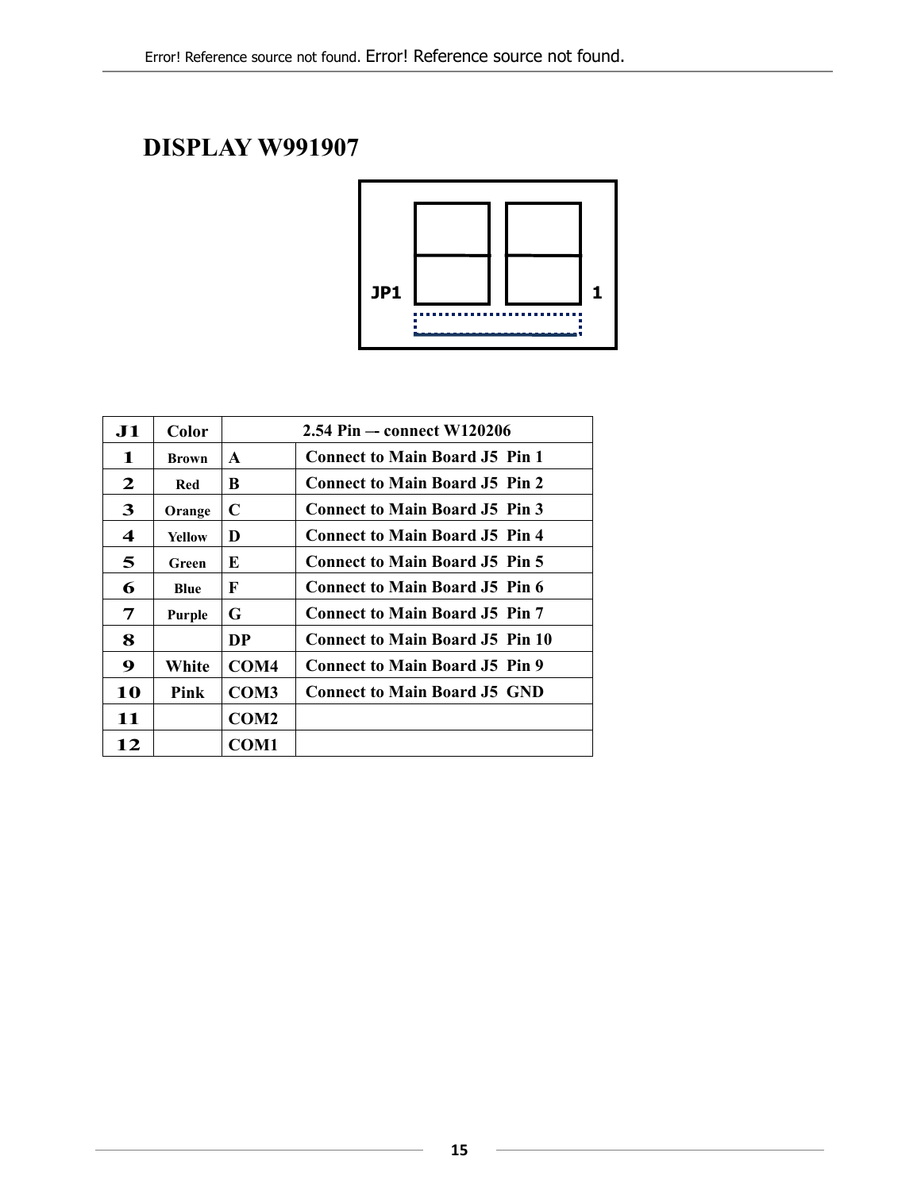# DISPLAY W991907

JP1

1

| J1 | Color | 2.54 Pin –- connect W120206 | |
|---|---|---|---|
| 1 | Brown | A | Connect to Main Board J5 Pin 1 |
| 2 | Red | B | Connect to Main Board J5 Pin 2 |
| 3 | Orange | C | Connect to Main Board J5 Pin 3 |
| 4 | Yellow | D | Connect to Main Board J5 Pin 4 |
| 5 | Green | E | Connect to Main Board J5 Pin 5 |
| 6 | Blue | F | Connect to Main Board J5 Pin 6 |
| 7 | Purple | G | Connect to Main Board J5 Pin 7 |
| 8 | | DP | Connect to Main Board J5 Pin 10 |
| 9 | White | COM4 | Connect to Main Board J5 Pin 9 |
| 10 | Pink | COM3 | Connect to Main Board J5 GND |
| 11 | | COM2 | |
| 12 | | COM1 | |